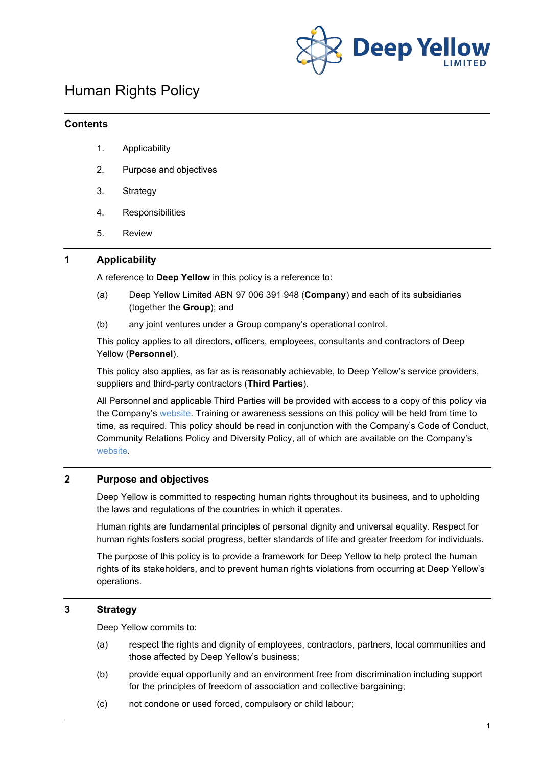# Human Rights Policy

**Contents**

1. Applicability
2. Purpose and objectives
3. Strategy
4. Responsibilities
5. Review

## 1 Applicability

A reference to **Deep Yellow** in this policy is a reference to:

(a) Deep Yellow Limited ABN 97 006 391 948 (**Company**) and each of its subsidiaries (together the **Group**); and

(b) any joint ventures under a Group company's operational control.

This policy applies to all directors, officers, employees, consultants and contractors of Deep Yellow (**Personnel**).

This policy also applies, as far as is reasonably achievable, to Deep Yellow's service providers, suppliers and third-party contractors (**Third Parties**).

All Personnel and applicable Third Parties will be provided with access to a copy of this policy via the Company's website. Training or awareness sessions on this policy will be held from time to time, as required. This policy should be read in conjunction with the Company's Code of Conduct, Community Relations Policy and Diversity Policy, all of which are available on the Company's website.

## 2 Purpose and objectives

Deep Yellow is committed to respecting human rights throughout its business, and to upholding the laws and regulations of the countries in which it operates.

Human rights are fundamental principles of personal dignity and universal equality. Respect for human rights fosters social progress, better standards of life and greater freedom for individuals.

The purpose of this policy is to provide a framework for Deep Yellow to help protect the human rights of its stakeholders, and to prevent human rights violations from occurring at Deep Yellow's operations.

## 3 Strategy

Deep Yellow commits to:

(a) respect the rights and dignity of employees, contractors, partners, local communities and those affected by Deep Yellow's business;

(b) provide equal opportunity and an environment free from discrimination including support for the principles of freedom of association and collective bargaining;

(c) not condone or used forced, compulsory or child labour;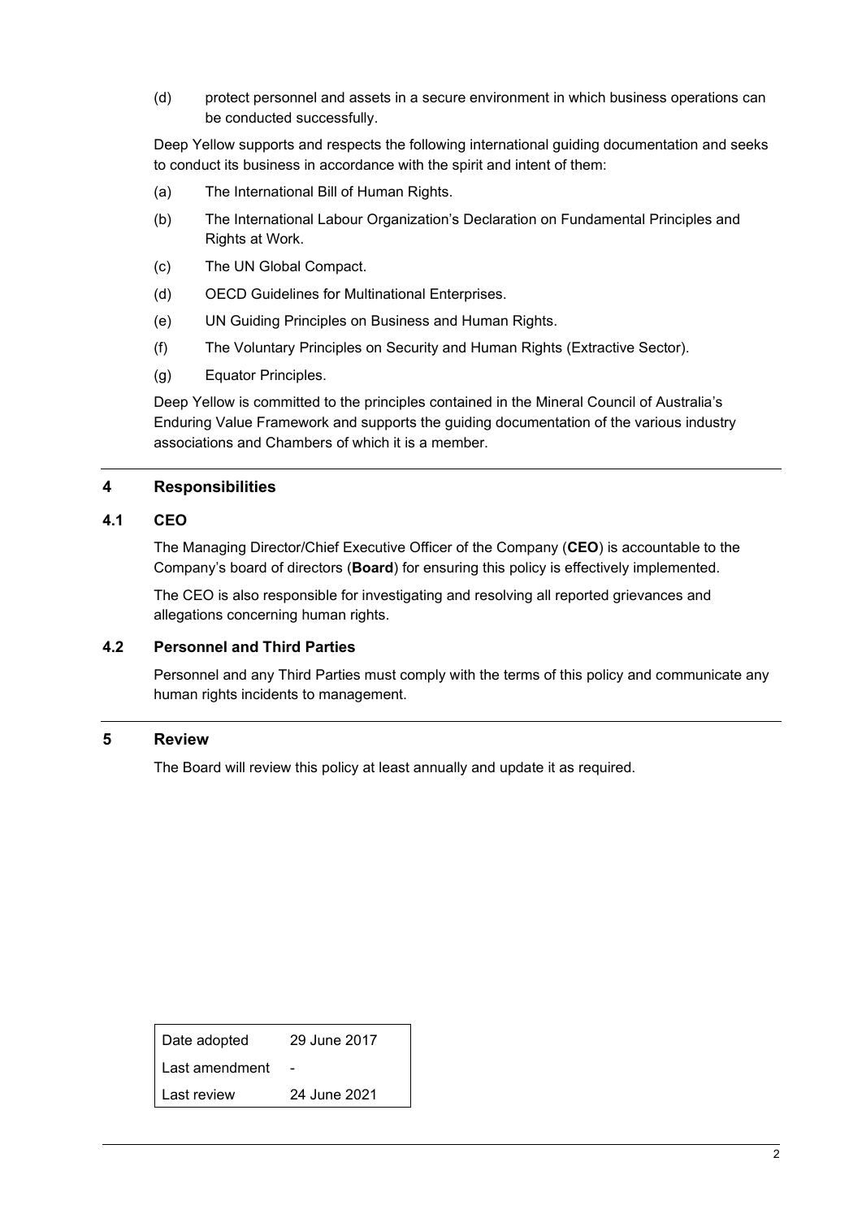(d) protect personnel and assets in a secure environment in which business operations can be conducted successfully.

Deep Yellow supports and respects the following international guiding documentation and seeks to conduct its business in accordance with the spirit and intent of them:

(a) The International Bill of Human Rights.

(b) The International Labour Organization's Declaration on Fundamental Principles and Rights at Work.

(c) The UN Global Compact.

(d) OECD Guidelines for Multinational Enterprises.

(e) UN Guiding Principles on Business and Human Rights.

(f) The Voluntary Principles on Security and Human Rights (Extractive Sector).

(g) Equator Principles.

Deep Yellow is committed to the principles contained in the Mineral Council of Australia's Enduring Value Framework and supports the guiding documentation of the various industry associations and Chambers of which it is a member.

## 4 Responsibilities

### 4.1 CEO

The Managing Director/Chief Executive Officer of the Company (**CEO**) is accountable to the Company's board of directors (**Board**) for ensuring this policy is effectively implemented.

The CEO is also responsible for investigating and resolving all reported grievances and allegations concerning human rights.

### 4.2 Personnel and Third Parties

Personnel and any Third Parties must comply with the terms of this policy and communicate any human rights incidents to management.

## 5 Review

The Board will review this policy at least annually and update it as required.

| | |
|---|---|
| Date adopted | 29 June 2017 |
| Last amendment | - |
| Last review | 24 June 2021 |